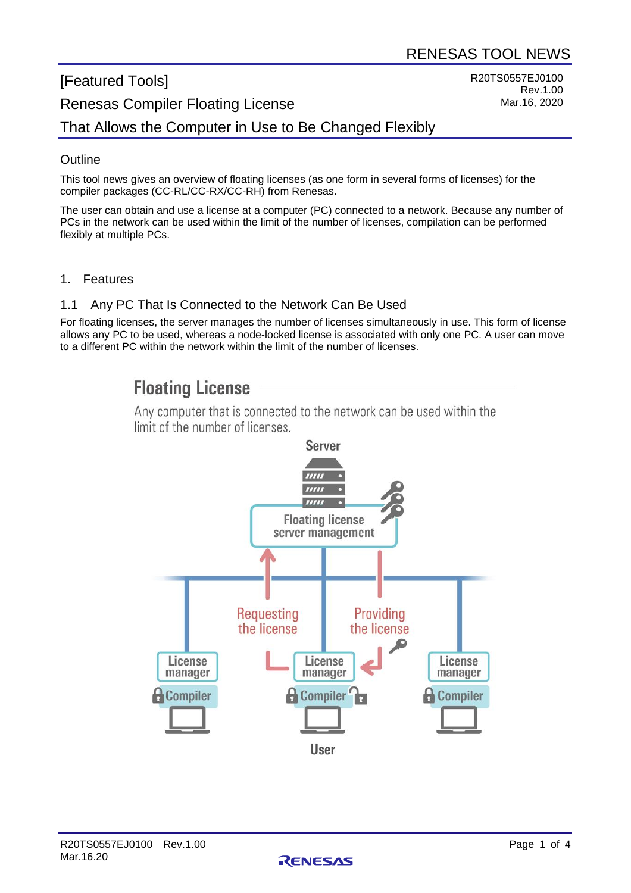[Featured Tools]

R20TS0557EJ0100
Rev.1.00
Mar.16, 2020

# Renesas Compiler Floating License That Allows the Computer in Use to Be Changed Flexibly

## Outline

This tool news gives an overview of floating licenses (as one form in several forms of licenses) for the compiler packages (CC-RL/CC-RX/CC-RH) from Renesas.

The user can obtain and use a license at a computer (PC) connected to a network. Because any number of PCs in the network can be used within the limit of the number of licenses, compilation can be performed flexibly at multiple PCs.

## 1. Features

### 1.1 Any PC That Is Connected to the Network Can Be Used

For floating licenses, the server manages the number of licenses simultaneously in use. This form of license allows any PC to be used, whereas a node-locked license is associated with only one PC. A user can move to a different PC within the network within the limit of the number of licenses.

**Floating License**

Any computer that is connected to the network can be used within the limit of the number of licenses.

Server

Floating license server management

Requesting the license

Providing the license

License manager | Compiler

License manager | Compiler

License manager | Compiler

User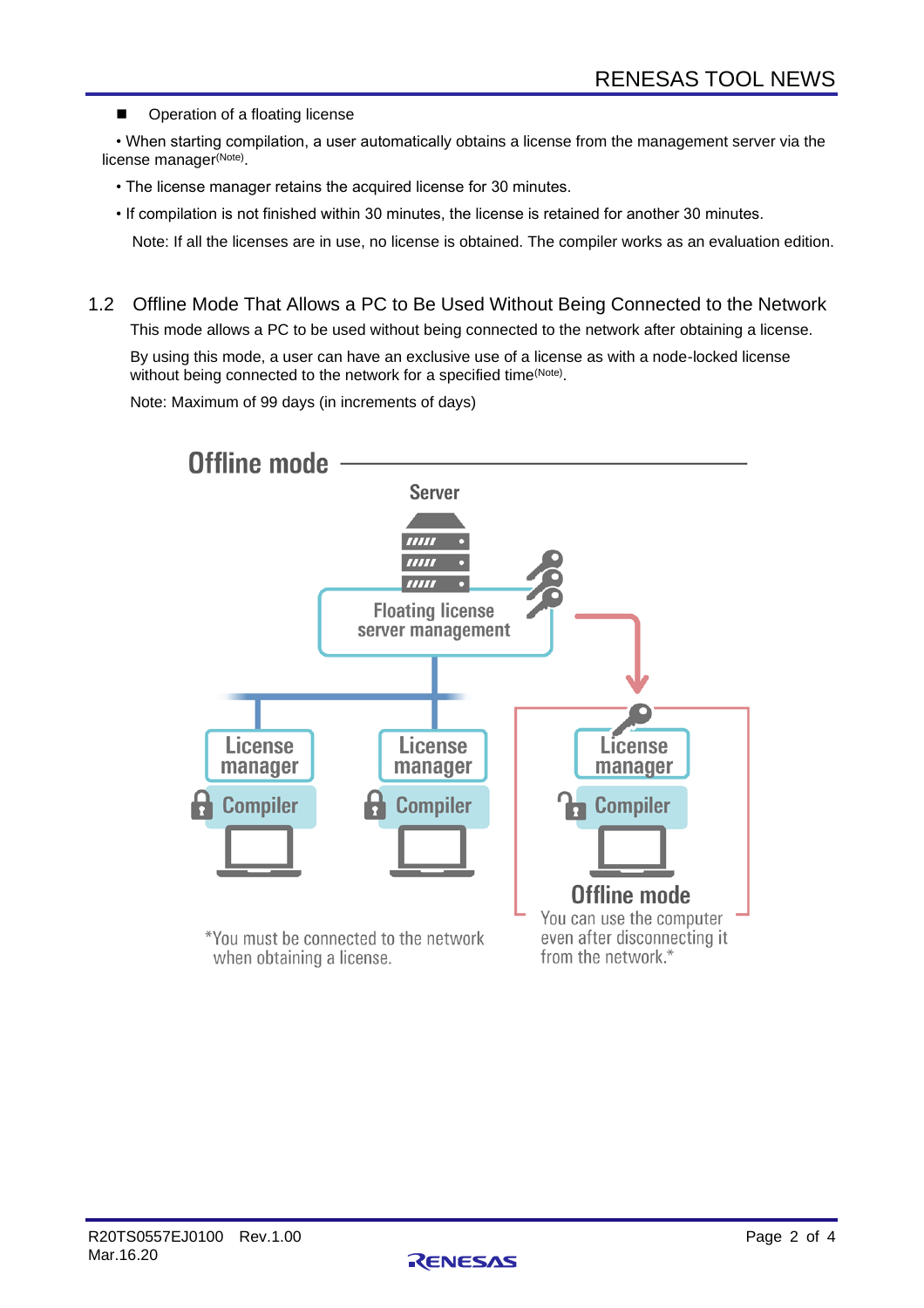- Operation of a floating license

• When starting compilation, a user automatically obtains a license from the management server via the license manager(Note).

• The license manager retains the acquired license for 30 minutes.

• If compilation is not finished within 30 minutes, the license is retained for another 30 minutes.

Note: If all the licenses are in use, no license is obtained. The compiler works as an evaluation edition.

## 1.2 Offline Mode That Allows a PC to Be Used Without Being Connected to the Network

This mode allows a PC to be used without being connected to the network after obtaining a license.

By using this mode, a user can have an exclusive use of a license as with a node-locked license without being connected to the network for a specified time(Note).

Note: Maximum of 99 days (in increments of days)

Offline mode

Server

Floating license server management

License manager | Compiler

License manager | Compiler

License manager | Compiler

Offline mode
You can use the computer even after disconnecting it from the network.*

*You must be connected to the network when obtaining a license.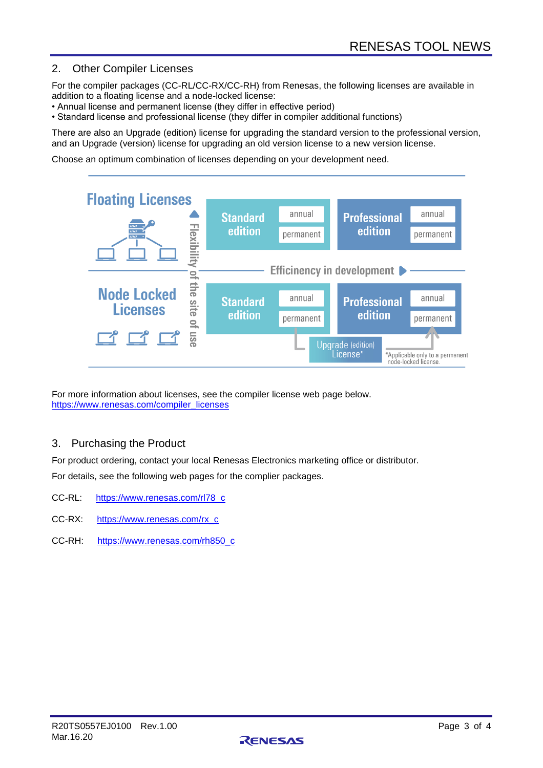## 2. Other Compiler Licenses

For the compiler packages (CC-RL/CC-RX/CC-RH) from Renesas, the following licenses are available in addition to a floating license and a node-locked license:

- Annual license and permanent license (they differ in effective period)
- Standard license and professional license (they differ in compiler additional functions)

There are also an Upgrade (edition) license for upgrading the standard version to the professional version, and an Upgrade (version) license for upgrading an old version license to a new version license.

Choose an optimum combination of licenses depending on your development need.

Floating Licenses

Standard edition: annual, permanent

Professional edition: annual, permanent

Flexibility of the site of use

Efficiency in development

Node Locked Licenses

Standard edition: annual, permanent

Professional edition: annual, permanent

Upgrade (edition) License*

*Applicable only to a permanent node-locked license.

For more information about licenses, see the compiler license web page below.
https://www.renesas.com/compiler_licenses

## 3. Purchasing the Product

For product ordering, contact your local Renesas Electronics marketing office or distributor.

For details, see the following web pages for the complier packages.

CC-RL: https://www.renesas.com/rl78_c

CC-RX: https://www.renesas.com/rx_c

CC-RH: https://www.renesas.com/rh850_c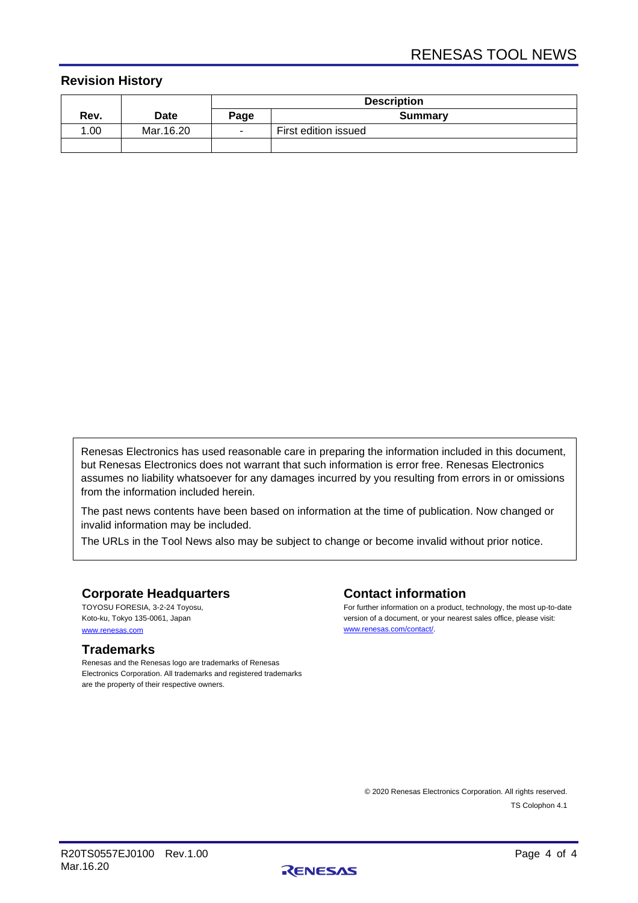## Revision History

| Rev. | Date | Description | |
|---|---|---|---|
| | | Page | Summary |
| 1.00 | Mar.16.20 | - | First edition issued |
| | | | |

Renesas Electronics has used reasonable care in preparing the information included in this document, but Renesas Electronics does not warrant that such information is error free. Renesas Electronics assumes no liability whatsoever for any damages incurred by you resulting from errors in or omissions from the information included herein.

The past news contents have been based on information at the time of publication. Now changed or invalid information may be included.

The URLs in the Tool News also may be subject to change or become invalid without prior notice.

### Corporate Headquarters

TOYOSU FORESIA, 3-2-24 Toyosu,
Koto-ku, Tokyo 135-0061, Japan
www.renesas.com

### Trademarks

Renesas and the Renesas logo are trademarks of Renesas Electronics Corporation. All trademarks and registered trademarks are the property of their respective owners.

### Contact information

For further information on a product, technology, the most up-to-date version of a document, or your nearest sales office, please visit: www.renesas.com/contact/.

© 2020 Renesas Electronics Corporation. All rights reserved.

TS Colophon 4.1